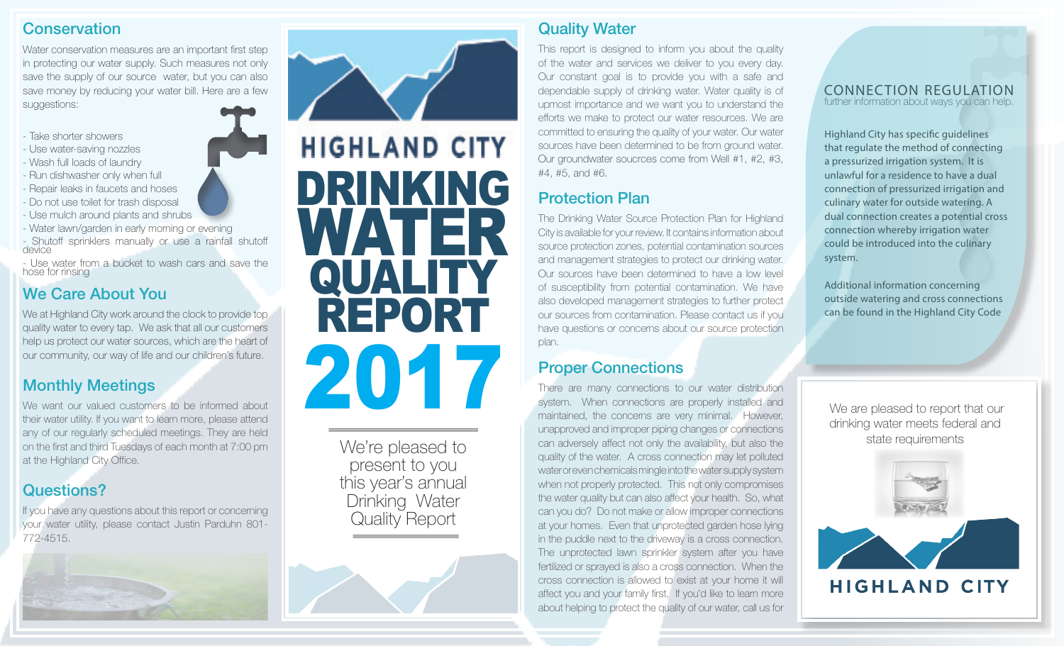## Conservation

Water conservation measures are an important first step in protecting our water supply. Such measures not only save the supply of our source water, but you can also save money by reducing your water bill. Here are a few suggestions:

- Take shorter showers
- Use water-saving nozzles
- Wash full loads of laundry
- Run dishwasher only when full
- Repair leaks in faucets and hoses
- Do not use toilet for trash disposal
- Use mulch around plants and shrubs
- Water lawn/garden in early morning or evening
- Shutoff sprinklers manually or use a rainfall shutoff device
- Use water from a bucket to wash cars and save the hose for rinsing

## We Care About You

We at Highland City work around the clock to provide top quality water to every tap. We ask that all our customers help us protect our water sources, which are the heart of our community, our way of life and our children's future.

## Monthly Meetings

We want our valued customers to be informed about their water utility. If you want to learn more, please attend any of our regularly scheduled meetings. They are held on the first and third Tuesdays of each month at 7:00 pm at the Highland City Office.

## Questions?

If you have any questions about this report or concerning your water utility, please contact Justin Parduhn 801-772-4515.

# HIGHLAND CITY DRINKING WATER QUALITY REPORT 2017

We're pleased to present to you this year's annual Drinking Water Quality Report

## Quality Water

This report is designed to inform you about the quality of the water and services we deliver to you every day. Our constant goal is to provide you with a safe and dependable supply of drinking water. Water quality is of upmost importance and we want you to understand the efforts we make to protect our water resources. We are committed to ensuring the quality of your water. Our water sources have been determined to be from ground water. Our groundwater soucrces come from Well #1, #2, #3, #4, #5, and #6.

## Protection Plan

The Drinking Water Source Protection Plan for Highland City is available for your review. It contains information about source protection zones, potential contamination sources and management strategies to protect our drinking water. Our sources have been determined to have a low level of susceptibility from potential contamination. We have also developed management strategies to further protect our sources from contamination. Please contact us if you have questions or concerns about our source protection plan.

## Proper Connections

There are many connections to our water distribution system. When connections are properly installed and maintained, the concerns are very minimal. However, unapproved and improper piping changes or connections can adversely affect not only the availability, but also the quality of the water. A cross connection may let polluted water or even chemicals mingle into the water supply system when not properly protected. This not only compromises the water quality but can also affect your health. So, what can you do? Do not make or allow improper connections at your homes. Even that unprotected garden hose lying in the puddle next to the driveway is a cross connection. The unprotected lawn sprinkler system after you have fertilized or sprayed is also a cross connection. When the cross connection is allowed to exist at your home it will affect you and your family first. If you'd like to learn more about helping to protect the quality of our water, call us for

## CONNECTION REGULATION

further information about ways you can help.

Highland City has specific guidelines that regulate the method of connecting a pressurized irrigation system. It is unlawful for a residence to have a dual connection of pressurized irrigation and culinary water for outside watering. A dual connection creates a potential cross connection whereby irrigation water could be introduced into the culinary system.

Additional information concerning outside watering and cross connections can be found in the Highland City Code

We are pleased to report that our drinking water meets federal and state requirements

HIGHLAND CITY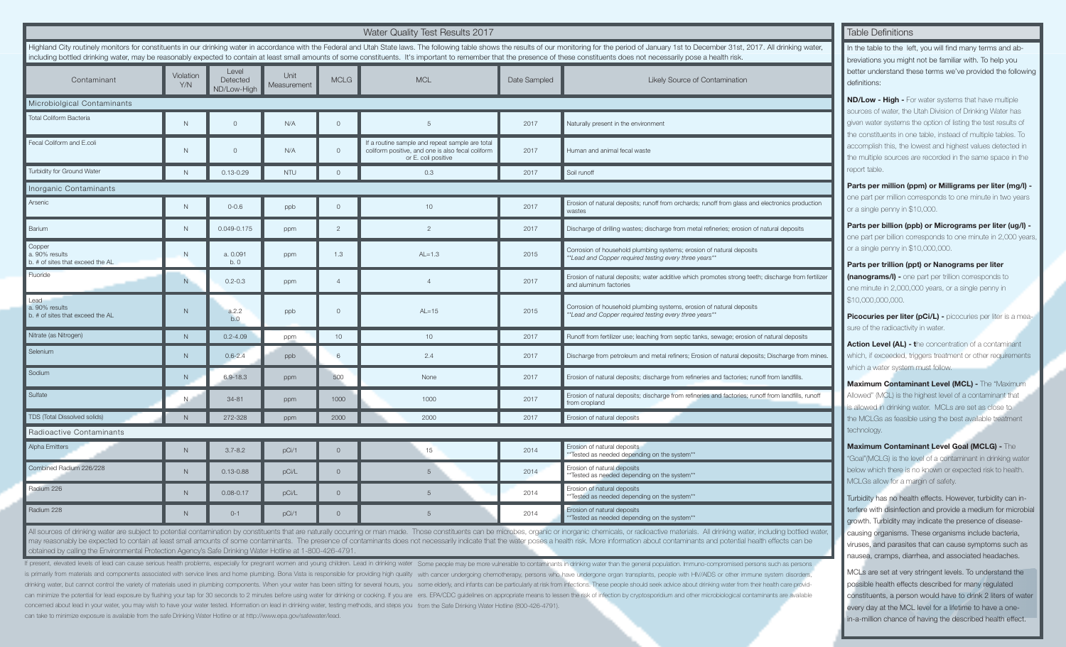## Water Quality Test Results 2017

Highland City routinely monitors for constituents in our drinking water in accordance with the Federal and Utah State laws. The following table shows the results of our monitoring for the period of January 1st to December 31st, 2017. All drinking water, including bottled drinking water, may be reasonably expected to contain at least small amounts of some constituents. It's important to remember that the presence of these constituents does not necessarily pose a health risk.

| Contaminant | Violation Y/N | Level Detected ND/Low-High | Unit Measurement | MCLG | MCL | Date Sampled | Likely Source of Contamination |
|---|---|---|---|---|---|---|---|
| **Microbiolgical Contaminants** | | | | | | | |
| Total Coliform Bacteria | N | 0 | N/A | 0 | 5 | 2017 | Naturally present in the environment |
| Fecal Coliform and E.coli | N | 0 | N/A | 0 | If a routine sample and repeat sample are total coliform positive, and one is also fecal coliform or E. coli positive | 2017 | Human and animal fecal waste |
| Turbidity for Ground Water | N | 0.13-0.29 | NTU | 0 | 0.3 | 2017 | Soil runoff |
| **Inorganic Contaminants** | | | | | | | |
| Arsenic | N | 0-0.6 | ppb | 0 | 10 | 2017 | Erosion of natural deposits; runoff from orchards; runoff from glass and electronics production wastes |
| Barium | N | 0.049-0.175 | ppm | 2 | 2 | 2017 | Discharge of drilling wastes; discharge from metal refineries; erosion of natural deposits |
| Copper a. 90% results b. # of sites that exceed the AL | N | a. 0.091 b. 0 | ppm | 1.3 | AL=1.3 | 2015 | Corrosion of household plumbing systems; erosion of natural deposits **Lead and Copper required testing every three years** |
| Fluoride | N | 0.2-0.3 | ppm | 4 | 4 | 2017 | Erosion of natural deposits; water additive which promotes strong teeth; discharge from fertilizer and aluminum factories |
| Lead a. 90% results b. # of sites that exceed the AL | N | a.2.2 b.0 | ppb | 0 | AL=15 | 2015 | Corrosion of household plumbing systems, erosion of natural deposits **Lead and Copper required testing every three years** |
| Nitrate (as Nitrogen) | N | 0.2-4.09 | ppm | 10 | 10 | 2017 | Runoff from fertilizer use; leaching from septic tanks, sewage; erosion of natural deposits |
| Selenium | N | 0.6-2.4 | ppb | 6 | 2.4 | 2017 | Discharge from petroleum and metal refiners; Erosion of natural deposits; Discharge from mines. |
| Sodium | N | 6.9-18.3 | ppm | 500 | None | 2017 | Erosion of natural deposits; discharge from refineries and factories; runoff from landfills. |
| Sulfate | N | 34-81 | ppm | 1000 | 1000 | 2017 | Erosion of natural deposits; discharge from refineries and factories; runoff from landfills, runoff from cropland |
| TDS (Total Dissolved solids) | N | 272-328 | ppm | 2000 | 2000 | 2017 | Erosion of natural deposits |
| **Radioactive Contaminants** | | | | | | | |
| Alpha Emitters | N | 3.7-8.2 | pCi/1 | 0 | 15 | 2014 | Erosion of natural deposits **Tested as needed depending on the system** |
| Combined Radium 226/228 | N | 0.13-0.88 | pCi/L | 0 | 5 | 2014 | Erosion of natural deposits **Tested as needed depending on the system** |
| Radium 226 | N | 0.08-0.17 | pCi/L | 0 | 5 | 2014 | Erosion of natural deposits **Tested as needed depending on the system** |
| Radium 228 | N | 0-1 | pCi/1 | 0 | 5 | 2014 | Erosion of natural deposits **Tested as needed depending on the system** |

All sources of drinking water are subject to potential contamination by constituents that are naturally occurring or man made. Those constituents can be microbes, organic or inorganic chemicals, or radioactive materials. All drinking water, including bottled water, may reasonably be expected to contain at least small amounts of some contaminants. The presence of contaminants does not necessarily indicate that the water poses a health risk. More information about contaminants and potential health effects can be obtained by calling the Environmental Protection Agency's Safe Drinking Water Hotline at 1-800-426-4791.

If present, elevated levels of lead can cause serious health problems, especially for pregnant women and young children. Lead in drinking water is primarily from materials and components associated with service lines and home plumbing. Bona Vista is responsible for providing high quality drinking water, but cannot control the variety of materials used in plumbing components. When your water has been sitting for several hours, you can minimize the potential for lead exposure by flushing your tap for 30 seconds to 2 minutes before using water for drinking or cooking. If you are concerned about lead in your water, you may wish to have your water tested. Information on lead in drinking water, testing methods, and steps you can take to minimize exposure is available from the safe Drinking Water Hotline or at http://www.epa.gov/safewater/lead.

Some people may be more vulnerable to contaminants in drinking water than the general population. Immuno-compromised persons such as persons with cancer undergoing chemotherapy, persons who have undergone organ transplants, people with HIV/AIDS or other immune system disorders, some elderly, and infants can be particularly at risk from infections. These people should seek advice about drinking water from their health care providers. EPA/CDC guidelines on appropriate means to lessen the risk of infection by cryptosporidium and other microbiological contaminants are available from the Safe Drinking Water Hotline (800-426-4791).

## Table Definitions

In the table to the left, you will find many terms and abbreviations you might not be familiar with. To help you better understand these terms we've provided the following definitions:

**ND/Low - High -** For water systems that have multiple sources of water, the Utah Division of Drinking Water has given water systems the option of listing the test results of the constituents in one table, instead of multiple tables. To accomplish this, the lowest and highest values detected in the multiple sources are recorded in the same space in the report table.

**Parts per million (ppm) or Milligrams per liter (mg/l) -** one part per million corresponds to one minute in two years or a single penny in $10,000.

**Parts per billion (ppb) or Micrograms per liter (ug/l) -** one part per billion corresponds to one minute in 2,000 years, or a single penny in $10,000,000.

**Parts per trillion (ppt) or Nanograms per liter (nanograms/l) -** one part per trillion corresponds to one minute in 2,000,000 years, or a single penny in $10,000,000,000.

**Picocuries per liter (pCi/L) -** picocuries per liter is a measure of the radioactivity in water.

**Action Level (AL) - t**he concentration of a contaminant which, if exceeded, triggers treatment or other requirements which a water system must follow.

**Maximum Contaminant Level (MCL) -** The "Maximum Allowed" (MCL) is the highest level of a contaminant that is allowed in drinking water. MCLs are set as close to the MCLGs as feasible using the best available treatment technology.

**Maximum Contaminant Level Goal (MCLG) -** The "Goal"(MCLG) is the level of a contaminant in drinking water below which there is no known or expected risk to health. MCLGs allow for a margin of safety.

Turbidity has no health effects. However, turbidity can interfere with disinfection and provide a medium for microbial growth. Turbidity may indicate the presence of disease-causing organisms. These organisms include bacteria, viruses, and parasites that can cause symptoms such as nausea, cramps, diarrhea, and associated headaches.

MCLs are set at very stringent levels. To understand the possible health effects described for many regulated constituents, a person would have to drink 2 liters of water every day at the MCL level for a lifetime to have a one-in-a-million chance of having the described health effect.